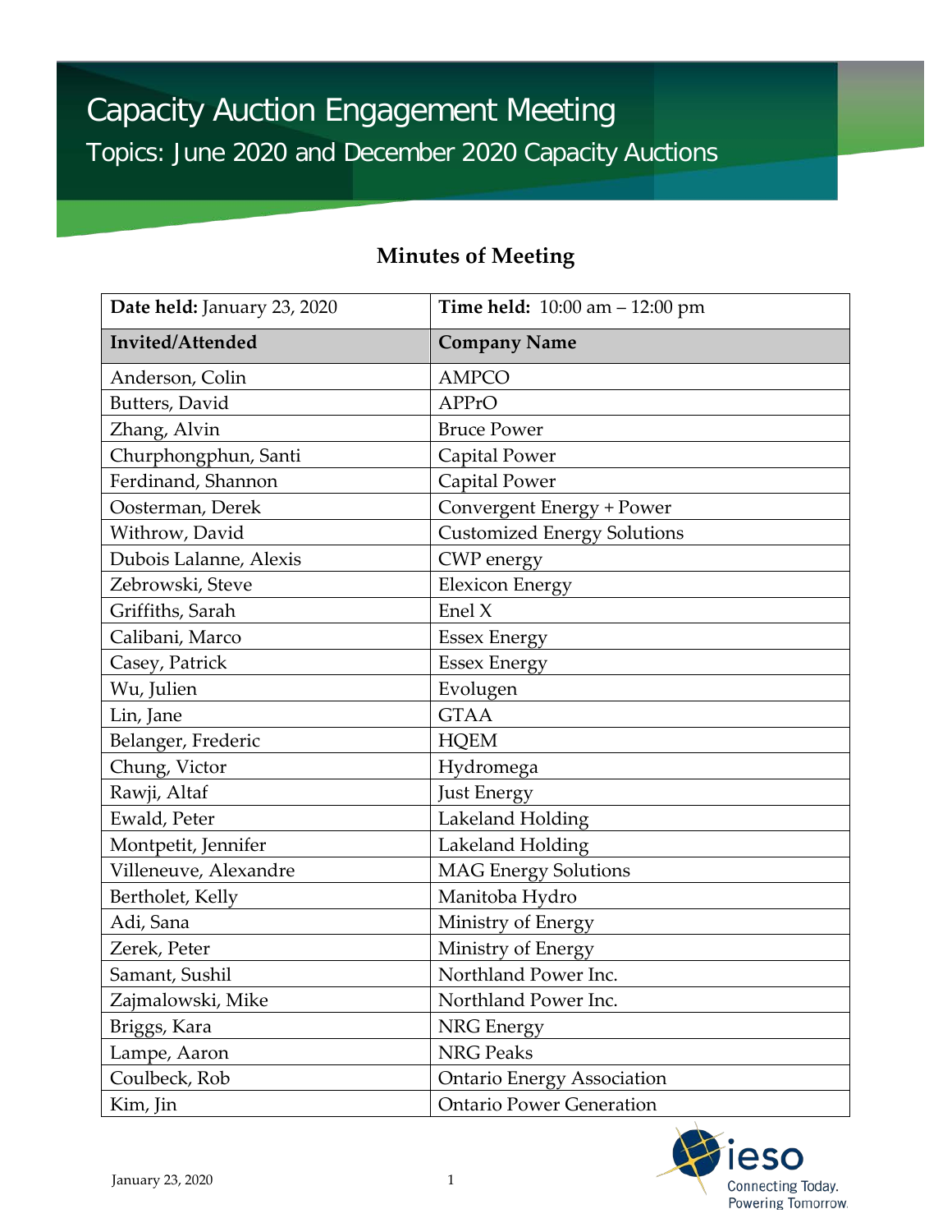# Capacity Auction Engagement Meeting

## Topics: June 2020 and December 2020 Capacity Auctions

## Minutes of Meeting

| **Date held:** January 23, 2020 | **Time held:** 10:00 am – 12:00 pm |
|---|---|
| **Invited/Attended** | **Company Name** |
| Anderson, Colin | AMPCO |
| Butters, David | APPrO |
| Zhang, Alvin | Bruce Power |
| Churphongphun, Santi | Capital Power |
| Ferdinand, Shannon | Capital Power |
| Oosterman, Derek | Convergent Energy + Power |
| Withrow, David | Customized Energy Solutions |
| Dubois Lalanne, Alexis | CWP energy |
| Zebrowski, Steve | Elexicon Energy |
| Griffiths, Sarah | Enel X |
| Calibani, Marco | Essex Energy |
| Casey, Patrick | Essex Energy |
| Wu, Julien | Evolugen |
| Lin, Jane | GTAA |
| Belanger, Frederic | HQEM |
| Chung, Victor | Hydromega |
| Rawji, Altaf | Just Energy |
| Ewald, Peter | Lakeland Holding |
| Montpetit, Jennifer | Lakeland Holding |
| Villeneuve, Alexandre | MAG Energy Solutions |
| Bertholet, Kelly | Manitoba Hydro |
| Adi, Sana | Ministry of Energy |
| Zerek, Peter | Ministry of Energy |
| Samant, Sushil | Northland Power Inc. |
| Zajmalowski, Mike | Northland Power Inc. |
| Briggs, Kara | NRG Energy |
| Lampe, Aaron | NRG Peaks |
| Coulbeck, Rob | Ontario Energy Association |
| Kim, Jin | Ontario Power Generation |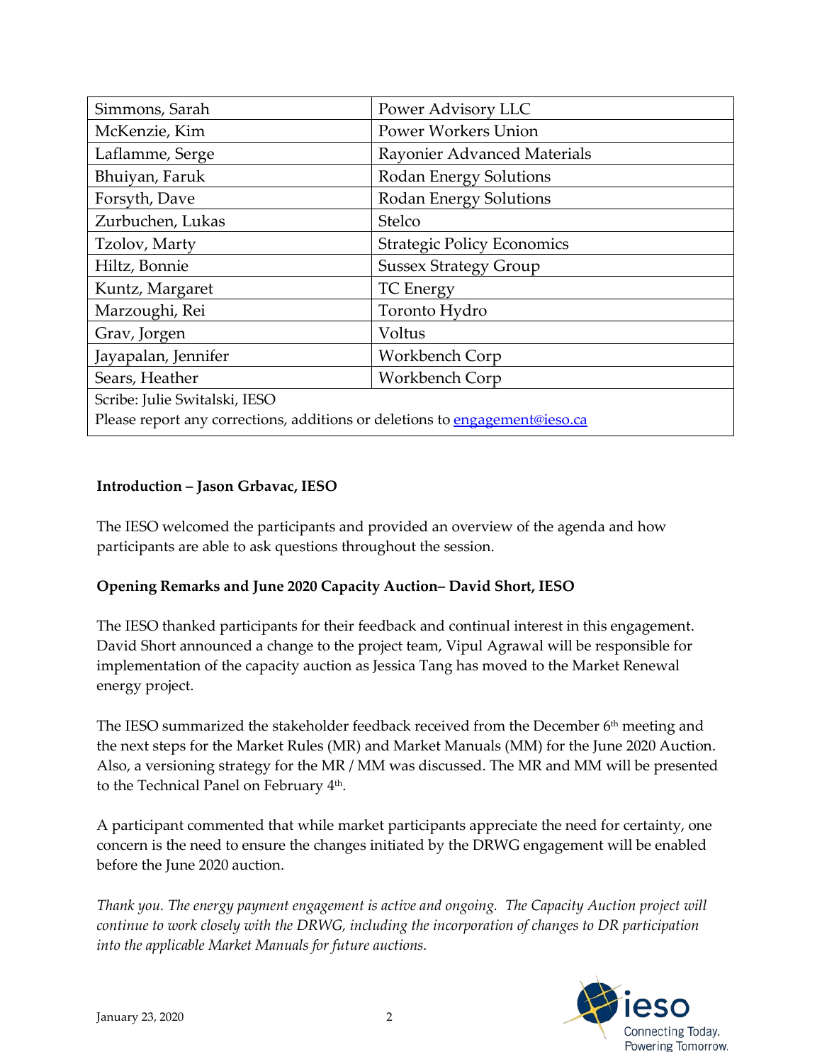| Simmons, Sarah | Power Advisory LLC |
|---|---|
| McKenzie, Kim | Power Workers Union |
| Laflamme, Serge | Rayonier Advanced Materials |
| Bhuiyan, Faruk | Rodan Energy Solutions |
| Forsyth, Dave | Rodan Energy Solutions |
| Zurbuchen, Lukas | Stelco |
| Tzolov, Marty | Strategic Policy Economics |
| Hiltz, Bonnie | Sussex Strategy Group |
| Kuntz, Margaret | TC Energy |
| Marzoughi, Rei | Toronto Hydro |
| Grav, Jorgen | Voltus |
| Jayapalan, Jennifer | Workbench Corp |
| Sears, Heather | Workbench Corp |
| Scribe: Julie Switalski, IESO<br>Please report any corrections, additions or deletions to engagement@ieso.ca | |

**Introduction – Jason Grbavac, IESO**

The IESO welcomed the participants and provided an overview of the agenda and how participants are able to ask questions throughout the session.

**Opening Remarks and June 2020 Capacity Auction– David Short, IESO**

The IESO thanked participants for their feedback and continual interest in this engagement. David Short announced a change to the project team, Vipul Agrawal will be responsible for implementation of the capacity auction as Jessica Tang has moved to the Market Renewal energy project.

The IESO summarized the stakeholder feedback received from the December 6th meeting and the next steps for the Market Rules (MR) and Market Manuals (MM) for the June 2020 Auction. Also, a versioning strategy for the MR / MM was discussed. The MR and MM will be presented to the Technical Panel on February 4th.

A participant commented that while market participants appreciate the need for certainty, one concern is the need to ensure the changes initiated by the DRWG engagement will be enabled before the June 2020 auction.

*Thank you. The energy payment engagement is active and ongoing. The Capacity Auction project will continue to work closely with the DRWG, including the incorporation of changes to DR participation into the applicable Market Manuals for future auctions.*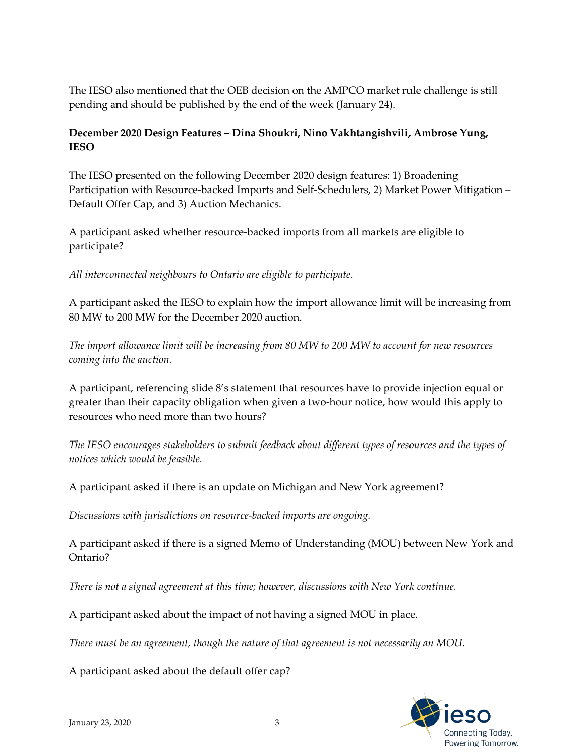The IESO also mentioned that the OEB decision on the AMPCO market rule challenge is still pending and should be published by the end of the week (January 24).

**December 2020 Design Features – Dina Shoukri, Nino Vakhtangishvili, Ambrose Yung, IESO**

The IESO presented on the following December 2020 design features: 1) Broadening Participation with Resource-backed Imports and Self-Schedulers, 2) Market Power Mitigation – Default Offer Cap, and 3) Auction Mechanics.

A participant asked whether resource-backed imports from all markets are eligible to participate?

*All interconnected neighbours to Ontario are eligible to participate.*

A participant asked the IESO to explain how the import allowance limit will be increasing from 80 MW to 200 MW for the December 2020 auction.

*The import allowance limit will be increasing from 80 MW to 200 MW to account for new resources coming into the auction.*

A participant, referencing slide 8's statement that resources have to provide injection equal or greater than their capacity obligation when given a two-hour notice, how would this apply to resources who need more than two hours?

*The IESO encourages stakeholders to submit feedback about different types of resources and the types of notices which would be feasible.*

A participant asked if there is an update on Michigan and New York agreement?

*Discussions with jurisdictions on resource-backed imports are ongoing.*

A participant asked if there is a signed Memo of Understanding (MOU) between New York and Ontario?

*There is not a signed agreement at this time; however, discussions with New York continue.*

A participant asked about the impact of not having a signed MOU in place.

*There must be an agreement, though the nature of that agreement is not necessarily an MOU.*

A participant asked about the default offer cap?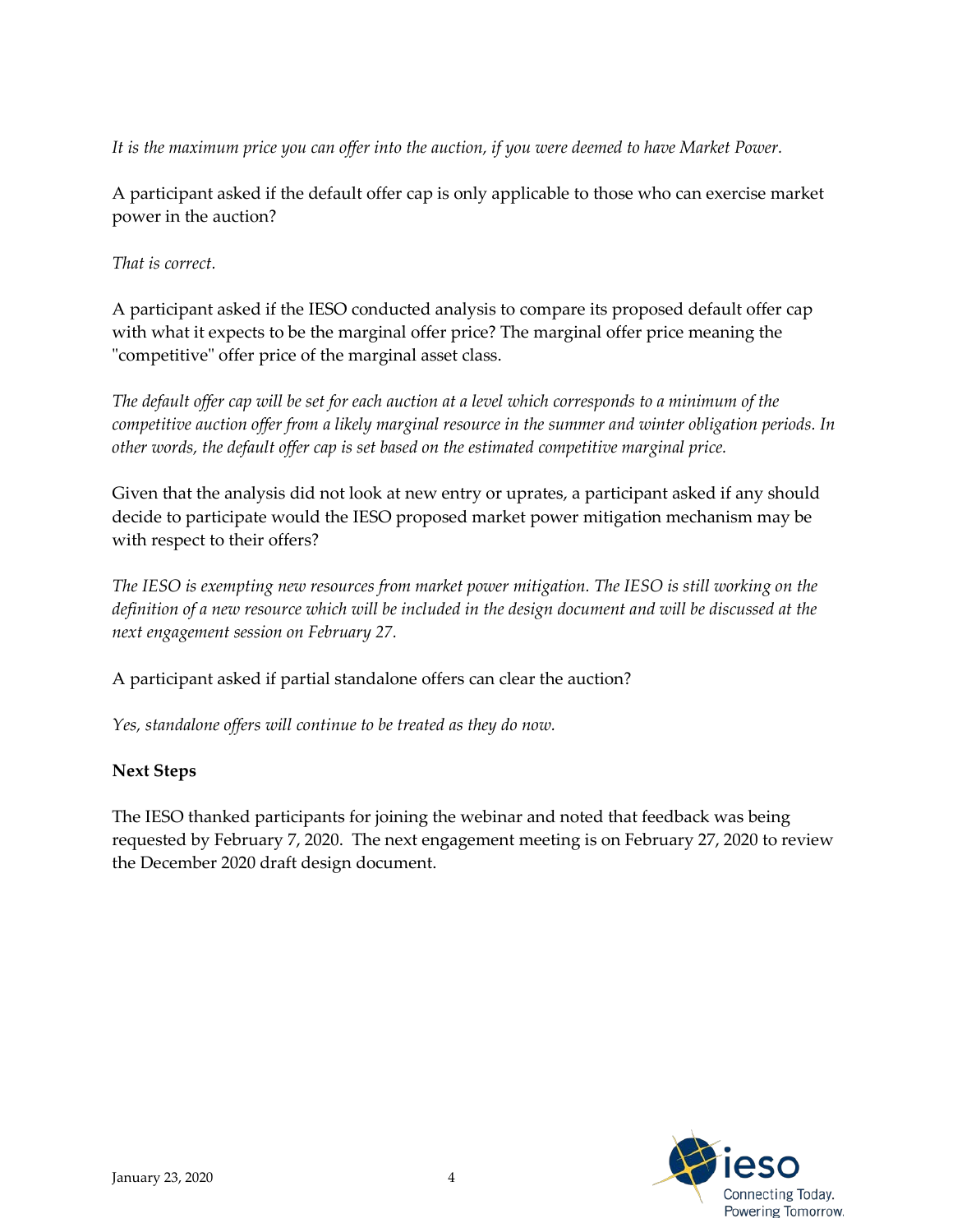*It is the maximum price you can offer into the auction, if you were deemed to have Market Power.*

A participant asked if the default offer cap is only applicable to those who can exercise market power in the auction?

*That is correct.*

A participant asked if the IESO conducted analysis to compare its proposed default offer cap with what it expects to be the marginal offer price? The marginal offer price meaning the "competitive" offer price of the marginal asset class.

*The default offer cap will be set for each auction at a level which corresponds to a minimum of the competitive auction offer from a likely marginal resource in the summer and winter obligation periods. In other words, the default offer cap is set based on the estimated competitive marginal price.*

Given that the analysis did not look at new entry or uprates, a participant asked if any should decide to participate would the IESO proposed market power mitigation mechanism may be with respect to their offers?

*The IESO is exempting new resources from market power mitigation. The IESO is still working on the definition of a new resource which will be included in the design document and will be discussed at the next engagement session on February 27.*

A participant asked if partial standalone offers can clear the auction?

*Yes, standalone offers will continue to be treated as they do now.*

**Next Steps**

The IESO thanked participants for joining the webinar and noted that feedback was being requested by February 7, 2020. The next engagement meeting is on February 27, 2020 to review the December 2020 draft design document.